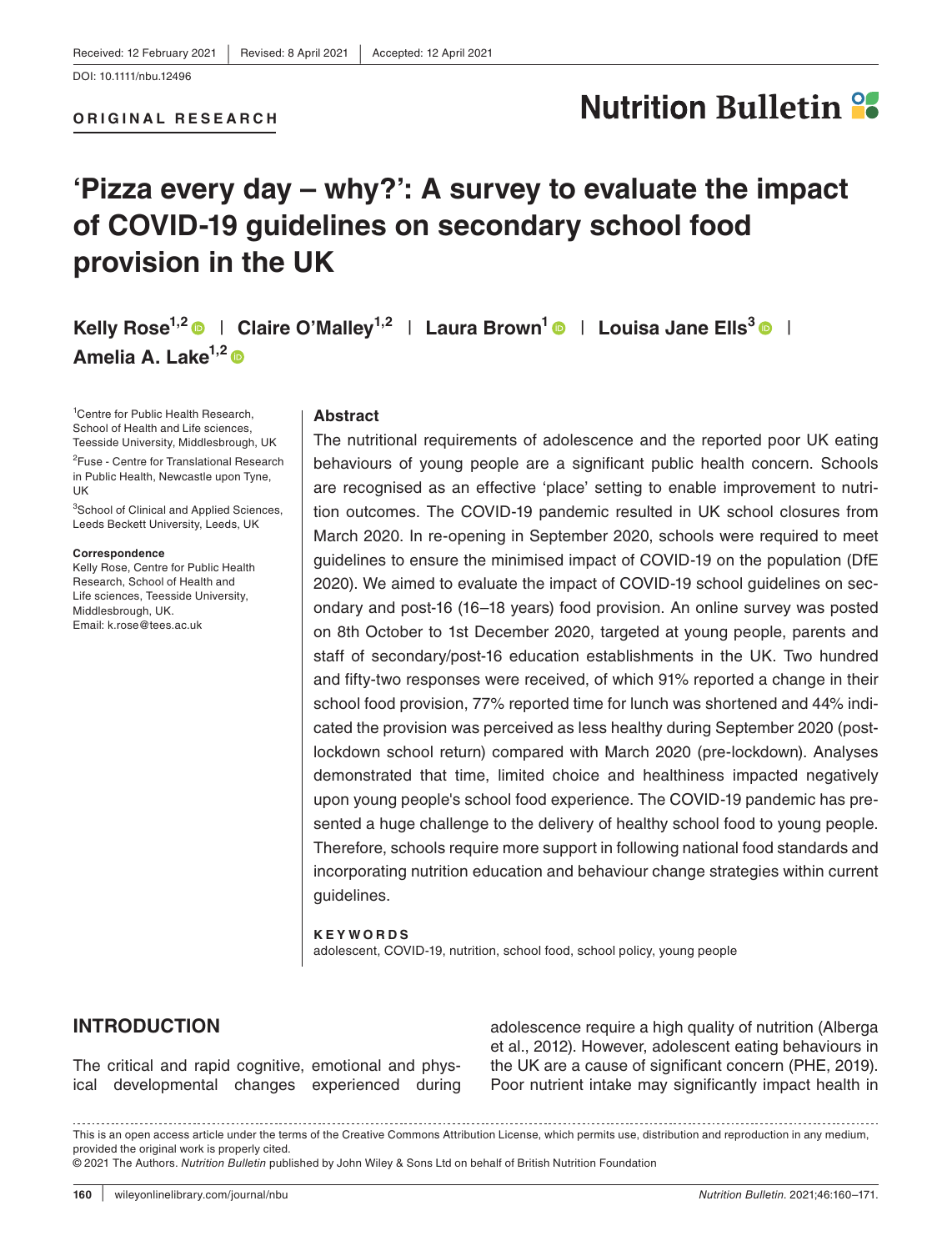Received: 12 February 2021 | Revised: 8 April 2021 | Accepted: 12 April 2021

DOI: 10.1111/nbu.12496

**ORIGINAL RESEARCH**

# 'Pizza every day – why?': A survey to evaluate the impact of COVID-19 guidelines on secondary school food provision in the UK

**Kelly Rose[1,2] | Claire O'Malley[1,2] | Laura Brown[1] | Louisa Jane Ells[3] | Amelia A. Lake[1,2]**

[1]Centre for Public Health Research, School of Health and Life sciences, Teesside University, Middlesbrough, UK

[2]Fuse - Centre for Translational Research in Public Health, Newcastle upon Tyne, UK

[3]School of Clinical and Applied Sciences, Leeds Beckett University, Leeds, UK

**Correspondence**
Kelly Rose, Centre for Public Health Research, School of Health and Life sciences, Teesside University, Middlesbrough, UK.
Email: k.rose@tees.ac.uk

## Abstract

The nutritional requirements of adolescence and the reported poor UK eating behaviours of young people are a significant public health concern. Schools are recognised as an effective 'place' setting to enable improvement to nutrition outcomes. The COVID-19 pandemic resulted in UK school closures from March 2020. In re-opening in September 2020, schools were required to meet guidelines to ensure the minimised impact of COVID-19 on the population (DfE 2020). We aimed to evaluate the impact of COVID-19 school guidelines on secondary and post-16 (16–18 years) food provision. An online survey was posted on 8th October to 1st December 2020, targeted at young people, parents and staff of secondary/post-16 education establishments in the UK. Two hundred and fifty-two responses were received, of which 91% reported a change in their school food provision, 77% reported time for lunch was shortened and 44% indicated the provision was perceived as less healthy during September 2020 (post-lockdown school return) compared with March 2020 (pre-lockdown). Analyses demonstrated that time, limited choice and healthiness impacted negatively upon young people's school food experience. The COVID-19 pandemic has presented a huge challenge to the delivery of healthy school food to young people. Therefore, schools require more support in following national food standards and incorporating nutrition education and behaviour change strategies within current guidelines.

**KEYWORDS**

adolescent, COVID-19, nutrition, school food, school policy, young people

## INTRODUCTION

The critical and rapid cognitive, emotional and physical developmental changes experienced during adolescence require a high quality of nutrition (Alberga et al., 2012). However, adolescent eating behaviours in the UK are a cause of significant concern (PHE, 2019). Poor nutrient intake may significantly impact health in

This is an open access article under the terms of the Creative Commons Attribution License, which permits use, distribution and reproduction in any medium, provided the original work is properly cited.
© 2021 The Authors. *Nutrition Bulletin* published by John Wiley & Sons Ltd on behalf of British Nutrition Foundation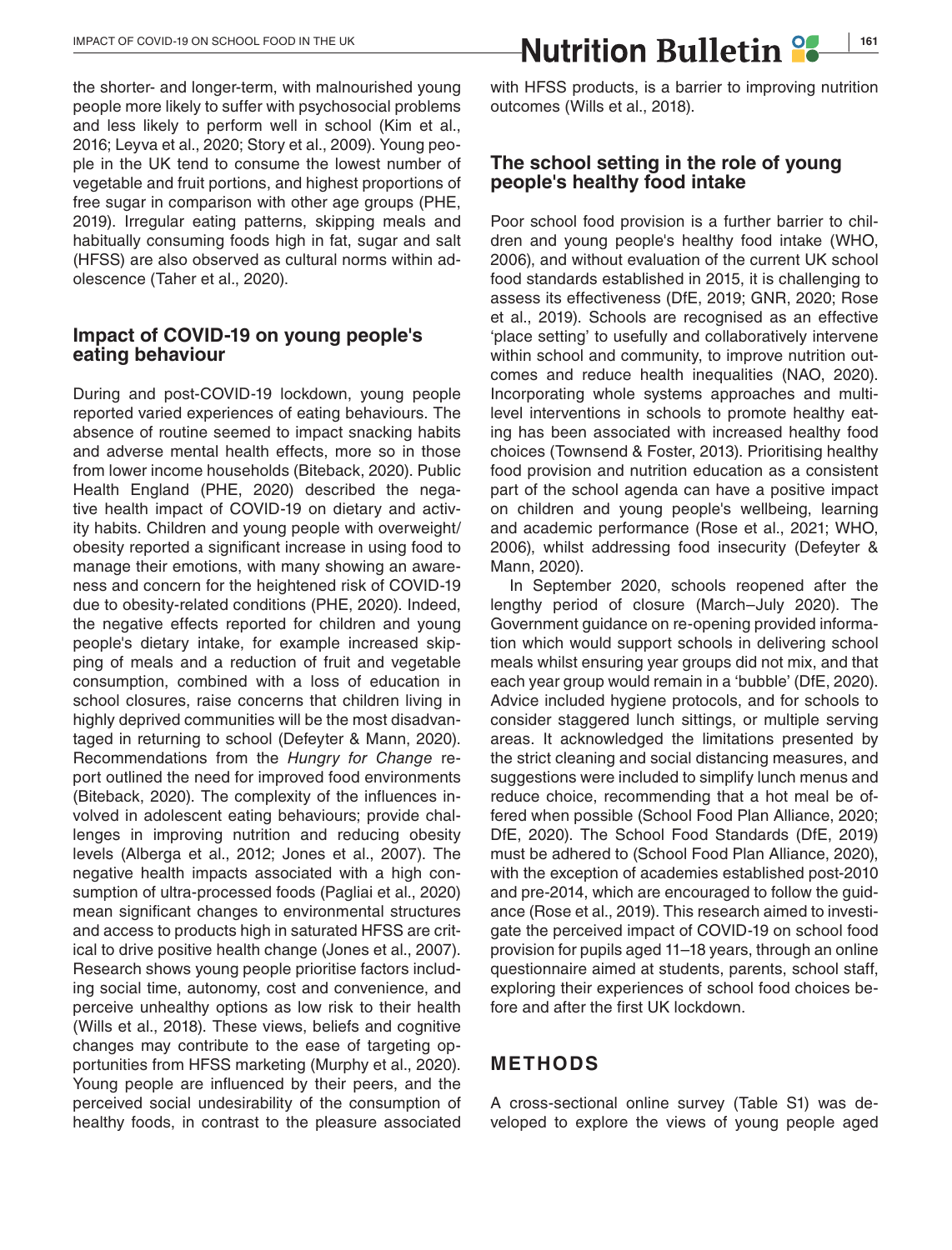the shorter- and longer-term, with malnourished young people more likely to suffer with psychosocial problems and less likely to perform well in school (Kim et al., 2016; Leyva et al., 2020; Story et al., 2009). Young people in the UK tend to consume the lowest number of vegetable and fruit portions, and highest proportions of free sugar in comparison with other age groups (PHE, 2019). Irregular eating patterns, skipping meals and habitually consuming foods high in fat, sugar and salt (HFSS) are also observed as cultural norms within adolescence (Taher et al., 2020).

## Impact of COVID-19 on young people's eating behaviour

During and post-COVID-19 lockdown, young people reported varied experiences of eating behaviours. The absence of routine seemed to impact snacking habits and adverse mental health effects, more so in those from lower income households (Biteback, 2020). Public Health England (PHE, 2020) described the negative health impact of COVID-19 on dietary and activity habits. Children and young people with overweight/obesity reported a significant increase in using food to manage their emotions, with many showing an awareness and concern for the heightened risk of COVID-19 due to obesity-related conditions (PHE, 2020). Indeed, the negative effects reported for children and young people's dietary intake, for example increased skipping of meals and a reduction of fruit and vegetable consumption, combined with a loss of education in school closures, raise concerns that children living in highly deprived communities will be the most disadvantaged in returning to school (Defeyter & Mann, 2020). Recommendations from the *Hungry for Change* report outlined the need for improved food environments (Biteback, 2020). The complexity of the influences involved in adolescent eating behaviours; provide challenges in improving nutrition and reducing obesity levels (Alberga et al., 2012; Jones et al., 2007). The negative health impacts associated with a high consumption of ultra-processed foods (Pagliai et al., 2020) mean significant changes to environmental structures and access to products high in saturated HFSS are critical to drive positive health change (Jones et al., 2007). Research shows young people prioritise factors including social time, autonomy, cost and convenience, and perceive unhealthy options as low risk to their health (Wills et al., 2018). These views, beliefs and cognitive changes may contribute to the ease of targeting opportunities from HFSS marketing (Murphy et al., 2020). Young people are influenced by their peers, and the perceived social undesirability of the consumption of healthy foods, in contrast to the pleasure associated with HFSS products, is a barrier to improving nutrition outcomes (Wills et al., 2018).

## The school setting in the role of young people's healthy food intake

Poor school food provision is a further barrier to children and young people's healthy food intake (WHO, 2006), and without evaluation of the current UK school food standards established in 2015, it is challenging to assess its effectiveness (DfE, 2019; GNR, 2020; Rose et al., 2019). Schools are recognised as an effective 'place setting' to usefully and collaboratively intervene within school and community, to improve nutrition outcomes and reduce health inequalities (NAO, 2020). Incorporating whole systems approaches and multi-level interventions in schools to promote healthy eating has been associated with increased healthy food choices (Townsend & Foster, 2013). Prioritising healthy food provision and nutrition education as a consistent part of the school agenda can have a positive impact on children and young people's wellbeing, learning and academic performance (Rose et al., 2021; WHO, 2006), whilst addressing food insecurity (Defeyter & Mann, 2020).

In September 2020, schools reopened after the lengthy period of closure (March–July 2020). The Government guidance on re-opening provided information which would support schools in delivering school meals whilst ensuring year groups did not mix, and that each year group would remain in a 'bubble' (DfE, 2020). Advice included hygiene protocols, and for schools to consider staggered lunch sittings, or multiple serving areas. It acknowledged the limitations presented by the strict cleaning and social distancing measures, and suggestions were included to simplify lunch menus and reduce choice, recommending that a hot meal be offered when possible (School Food Plan Alliance, 2020; DfE, 2020). The School Food Standards (DfE, 2019) must be adhered to (School Food Plan Alliance, 2020), with the exception of academies established post-2010 and pre-2014, which are encouraged to follow the guidance (Rose et al., 2019). This research aimed to investigate the perceived impact of COVID-19 on school food provision for pupils aged 11–18 years, through an online questionnaire aimed at students, parents, school staff, exploring their experiences of school food choices before and after the first UK lockdown.

# METHODS

A cross-sectional online survey (Table S1) was developed to explore the views of young people aged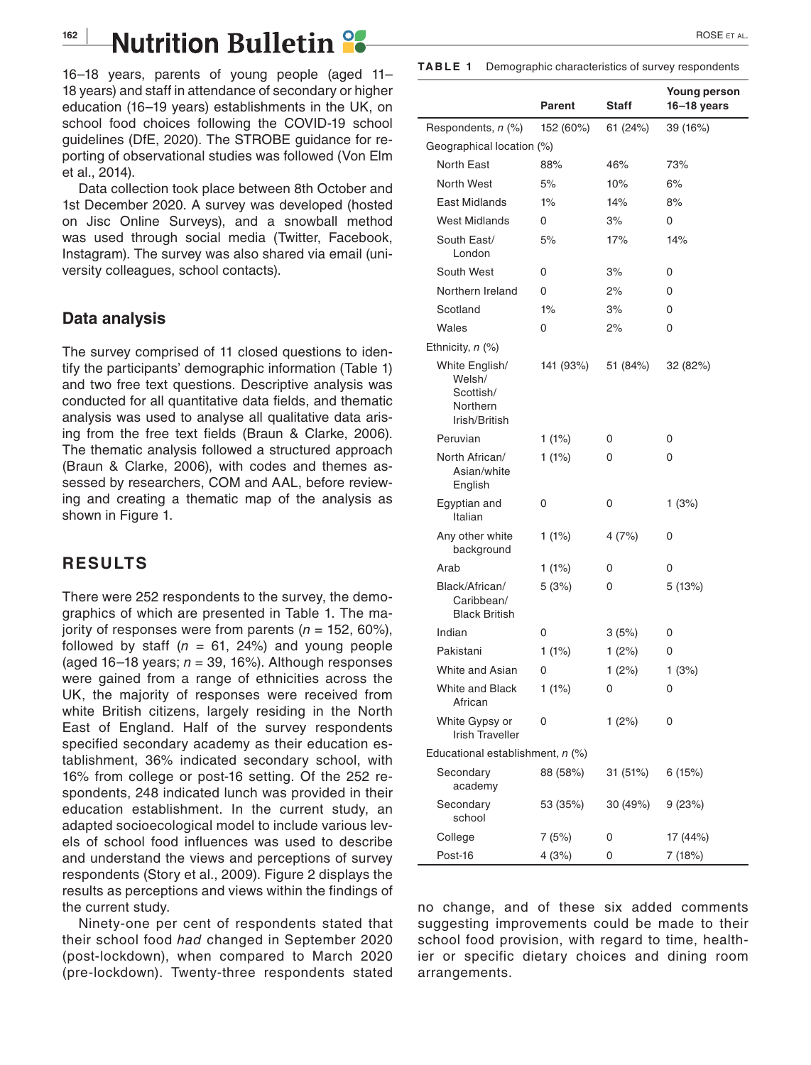16–18 years, parents of young people (aged 11–18 years) and staff in attendance of secondary or higher education (16–19 years) establishments in the UK, on school food choices following the COVID-19 school guidelines (DfE, 2020). The STROBE guidance for reporting of observational studies was followed (Von Elm et al., 2014).

Data collection took place between 8th October and 1st December 2020. A survey was developed (hosted on Jisc Online Surveys), and a snowball method was used through social media (Twitter, Facebook, Instagram). The survey was also shared via email (university colleagues, school contacts).

## Data analysis

The survey comprised of 11 closed questions to identify the participants' demographic information (Table 1) and two free text questions. Descriptive analysis was conducted for all quantitative data fields, and thematic analysis was used to analyse all qualitative data arising from the free text fields (Braun & Clarke, 2006). The thematic analysis followed a structured approach (Braun & Clarke, 2006), with codes and themes assessed by researchers, COM and AAL, before reviewing and creating a thematic map of the analysis as shown in Figure 1.

## RESULTS

There were 252 respondents to the survey, the demographics of which are presented in Table 1. The majority of responses were from parents ($n$ = 152, 60%), followed by staff ($n$ = 61, 24%) and young people (aged 16–18 years; $n$ = 39, 16%). Although responses were gained from a range of ethnicities across the UK, the majority of responses were received from white British citizens, largely residing in the North East of England. Half of the survey respondents specified secondary academy as their education establishment, 36% indicated secondary school, with 16% from college or post-16 setting. Of the 252 respondents, 248 indicated lunch was provided in their education establishment. In the current study, an adapted socioecological model to include various levels of school food influences was used to describe and understand the views and perceptions of survey respondents (Story et al., 2009). Figure 2 displays the results as perceptions and views within the findings of the current study.

Ninety-one per cent of respondents stated that their school food *had* changed in September 2020 (post-lockdown), when compared to March 2020 (pre-lockdown). Twenty-three respondents stated no change, and of these six added comments suggesting improvements could be made to their school food provision, with regard to time, healthier or specific dietary choices and dining room arrangements.

**TABLE 1** Demographic characteristics of survey respondents

| | Parent | Staff | Young person 16–18 years |
|---|---|---|---|
| Respondents, $n$ (%) | 152 (60%) | 61 (24%) | 39 (16%) |
| Geographical location (%) | | | |
| North East | 88% | 46% | 73% |
| North West | 5% | 10% | 6% |
| East Midlands | 1% | 14% | 8% |
| West Midlands | 0 | 3% | 0 |
| South East/London | 5% | 17% | 14% |
| South West | 0 | 3% | 0 |
| Northern Ireland | 0 | 2% | 0 |
| Scotland | 1% | 3% | 0 |
| Wales | 0 | 2% | 0 |
| Ethnicity, $n$ (%) | | | |
| White English/Welsh/Scottish/Northern Irish/British | 141 (93%) | 51 (84%) | 32 (82%) |
| Peruvian | 1 (1%) | 0 | 0 |
| North African/Asian/white English | 1 (1%) | 0 | 0 |
| Egyptian and Italian | 0 | 0 | 1 (3%) |
| Any other white background | 1 (1%) | 4 (7%) | 0 |
| Arab | 1 (1%) | 0 | 0 |
| Black/African/Caribbean/Black British | 5 (3%) | 0 | 5 (13%) |
| Indian | 0 | 3 (5%) | 0 |
| Pakistani | 1 (1%) | 1 (2%) | 0 |
| White and Asian | 0 | 1 (2%) | 1 (3%) |
| White and Black African | 1 (1%) | 0 | 0 |
| White Gypsy or Irish Traveller | 0 | 1 (2%) | 0 |
| Educational establishment, $n$ (%) | | | |
| Secondary academy | 88 (58%) | 31 (51%) | 6 (15%) |
| Secondary school | 53 (35%) | 30 (49%) | 9 (23%) |
| College | 7 (5%) | 0 | 17 (44%) |
| Post-16 | 4 (3%) | 0 | 7 (18%) |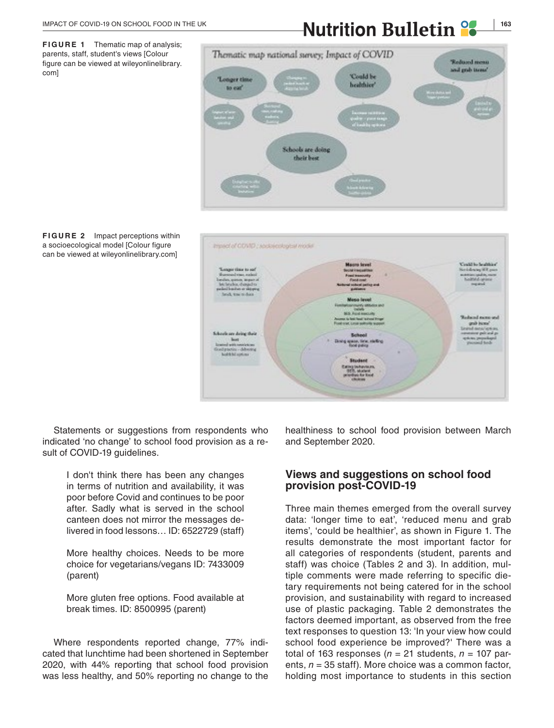**FIGURE 1** Thematic map of analysis; parents, staff, student's views [Colour figure can be viewed at wileyonlinelibrary.com]

**FIGURE 2** Impact perceptions within a socioecological model [Colour figure can be viewed at wileyonlinelibrary.com]

Statements or suggestions from respondents who indicated 'no change' to school food provision as a result of COVID-19 guidelines.

> I don't think there has been any changes in terms of nutrition and availability, it was poor before Covid and continues to be poor after. Sadly what is served in the school canteen does not mirror the messages delivered in food lessons… ID: 6522729 (staff)

> More healthy choices. Needs to be more choice for vegetarians/vegans ID: 7433009 (parent)

> More gluten free options. Food available at break times. ID: 8500995 (parent)

Where respondents reported change, 77% indicated that lunchtime had been shortened in September 2020, with 44% reporting that school food provision was less healthy, and 50% reporting no change to the healthiness to school food provision between March and September 2020.

## Views and suggestions on school food provision post-COVID-19

Three main themes emerged from the overall survey data: 'longer time to eat', 'reduced menu and grab items', 'could be healthier', as shown in Figure 1. The results demonstrate the most important factor for all categories of respondents (student, parents and staff) was choice (Tables 2 and 3). In addition, multiple comments were made referring to specific dietary requirements not being catered for in the school provision, and sustainability with regard to increased use of plastic packaging. Table 2 demonstrates the factors deemed important, as observed from the free text responses to question 13: 'In your view how could school food experience be improved?' There was a total of 163 responses ($n$ = 21 students, $n$ = 107 parents, $n$ = 35 staff). More choice was a common factor, holding most importance to students in this section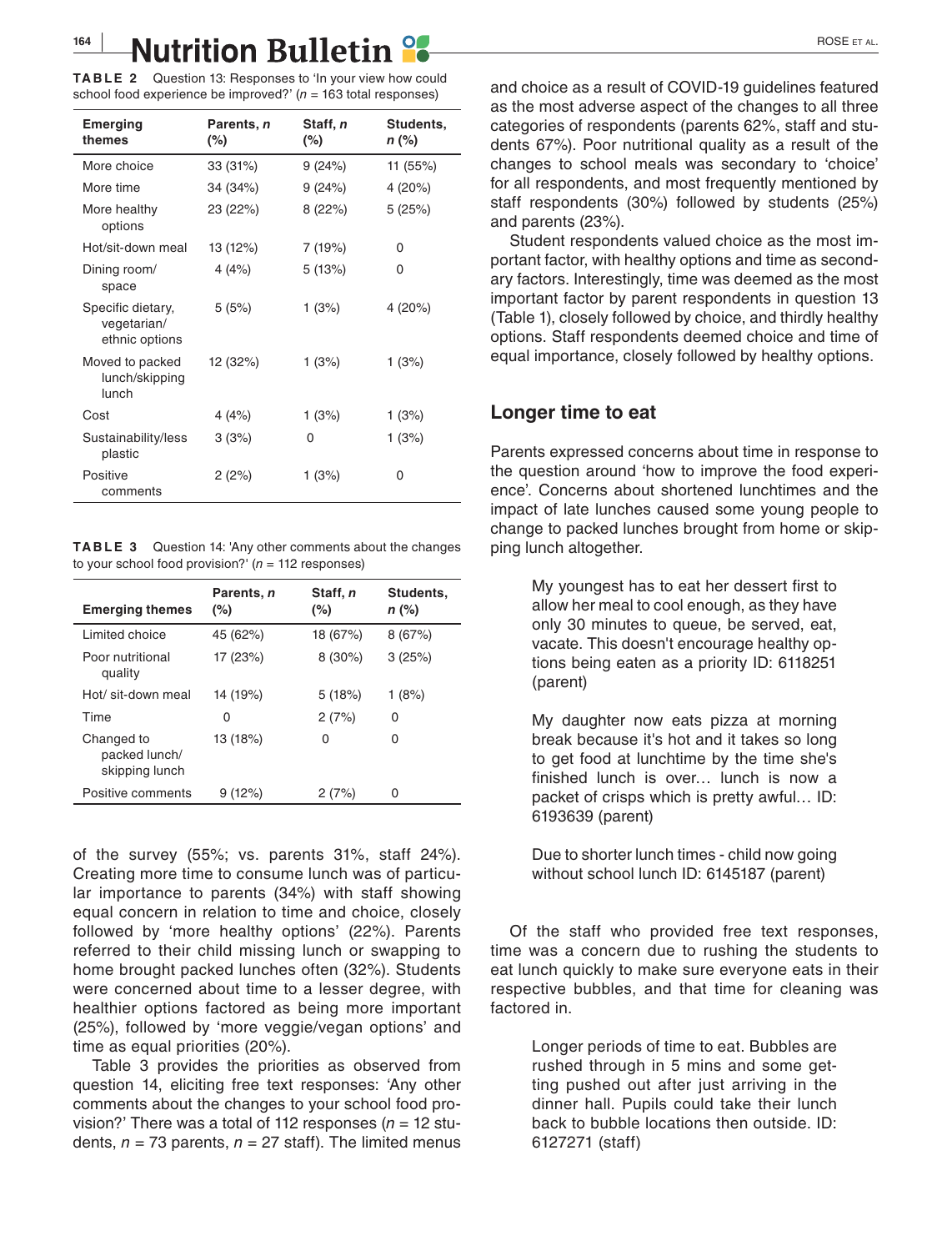**TABLE 2** Question 13: Responses to 'In your view how could school food experience be improved?' ($n$ = 163 total responses)

| Emerging themes | Parents, $n$ (%) | Staff, $n$ (%) | Students, $n$ (%) |
|---|---|---|---|
| More choice | 33 (31%) | 9 (24%) | 11 (55%) |
| More time | 34 (34%) | 9 (24%) | 4 (20%) |
| More healthy options | 23 (22%) | 8 (22%) | 5 (25%) |
| Hot/sit-down meal | 13 (12%) | 7 (19%) | 0 |
| Dining room/ space | 4 (4%) | 5 (13%) | 0 |
| Specific dietary, vegetarian/ ethnic options | 5 (5%) | 1 (3%) | 4 (20%) |
| Moved to packed lunch/skipping lunch | 12 (32%) | 1 (3%) | 1 (3%) |
| Cost | 4 (4%) | 1 (3%) | 1 (3%) |
| Sustainability/less plastic | 3 (3%) | 0 | 1 (3%) |
| Positive comments | 2 (2%) | 1 (3%) | 0 |

**TABLE 3** Question 14: 'Any other comments about the changes to your school food provision?' ($n$ = 112 responses)

| Emerging themes | Parents, $n$ (%) | Staff, $n$ (%) | Students, $n$ (%) |
|---|---|---|---|
| Limited choice | 45 (62%) | 18 (67%) | 8 (67%) |
| Poor nutritional quality | 17 (23%) | 8 (30%) | 3 (25%) |
| Hot/ sit-down meal | 14 (19%) | 5 (18%) | 1 (8%) |
| Time | 0 | 2 (7%) | 0 |
| Changed to packed lunch/ skipping lunch | 13 (18%) | 0 | 0 |
| Positive comments | 9 (12%) | 2 (7%) | 0 |

of the survey (55%; vs. parents 31%, staff 24%). Creating more time to consume lunch was of particular importance to parents (34%) with staff showing equal concern in relation to time and choice, closely followed by 'more healthy options' (22%). Parents referred to their child missing lunch or swapping to home brought packed lunches often (32%). Students were concerned about time to a lesser degree, with healthier options factored as being more important (25%), followed by 'more veggie/vegan options' and time as equal priorities (20%).

Table 3 provides the priorities as observed from question 14, eliciting free text responses: 'Any other comments about the changes to your school food provision?' There was a total of 112 responses ($n$ = 12 students, $n$ = 73 parents, $n$ = 27 staff). The limited menus and choice as a result of COVID-19 guidelines featured as the most adverse aspect of the changes to all three categories of respondents (parents 62%, staff and students 67%). Poor nutritional quality as a result of the changes to school meals was secondary to 'choice' for all respondents, and most frequently mentioned by staff respondents (30%) followed by students (25%) and parents (23%).

Student respondents valued choice as the most important factor, with healthy options and time as secondary factors. Interestingly, time was deemed as the most important factor by parent respondents in question 13 (Table 1), closely followed by choice, and thirdly healthy options. Staff respondents deemed choice and time of equal importance, closely followed by healthy options.

## Longer time to eat

Parents expressed concerns about time in response to the question around 'how to improve the food experience'. Concerns about shortened lunchtimes and the impact of late lunches caused some young people to change to packed lunches brought from home or skipping lunch altogether.

> My youngest has to eat her dessert first to allow her meal to cool enough, as they have only 30 minutes to queue, be served, eat, vacate. This doesn't encourage healthy options being eaten as a priority ID: 6118251 (parent)

> My daughter now eats pizza at morning break because it's hot and it takes so long to get food at lunchtime by the time she's finished lunch is over… lunch is now a packet of crisps which is pretty awful… ID: 6193639 (parent)

> Due to shorter lunch times - child now going without school lunch ID: 6145187 (parent)

Of the staff who provided free text responses, time was a concern due to rushing the students to eat lunch quickly to make sure everyone eats in their respective bubbles, and that time for cleaning was factored in.

> Longer periods of time to eat. Bubbles are rushed through in 5 mins and some getting pushed out after just arriving in the dinner hall. Pupils could take their lunch back to bubble locations then outside. ID: 6127271 (staff)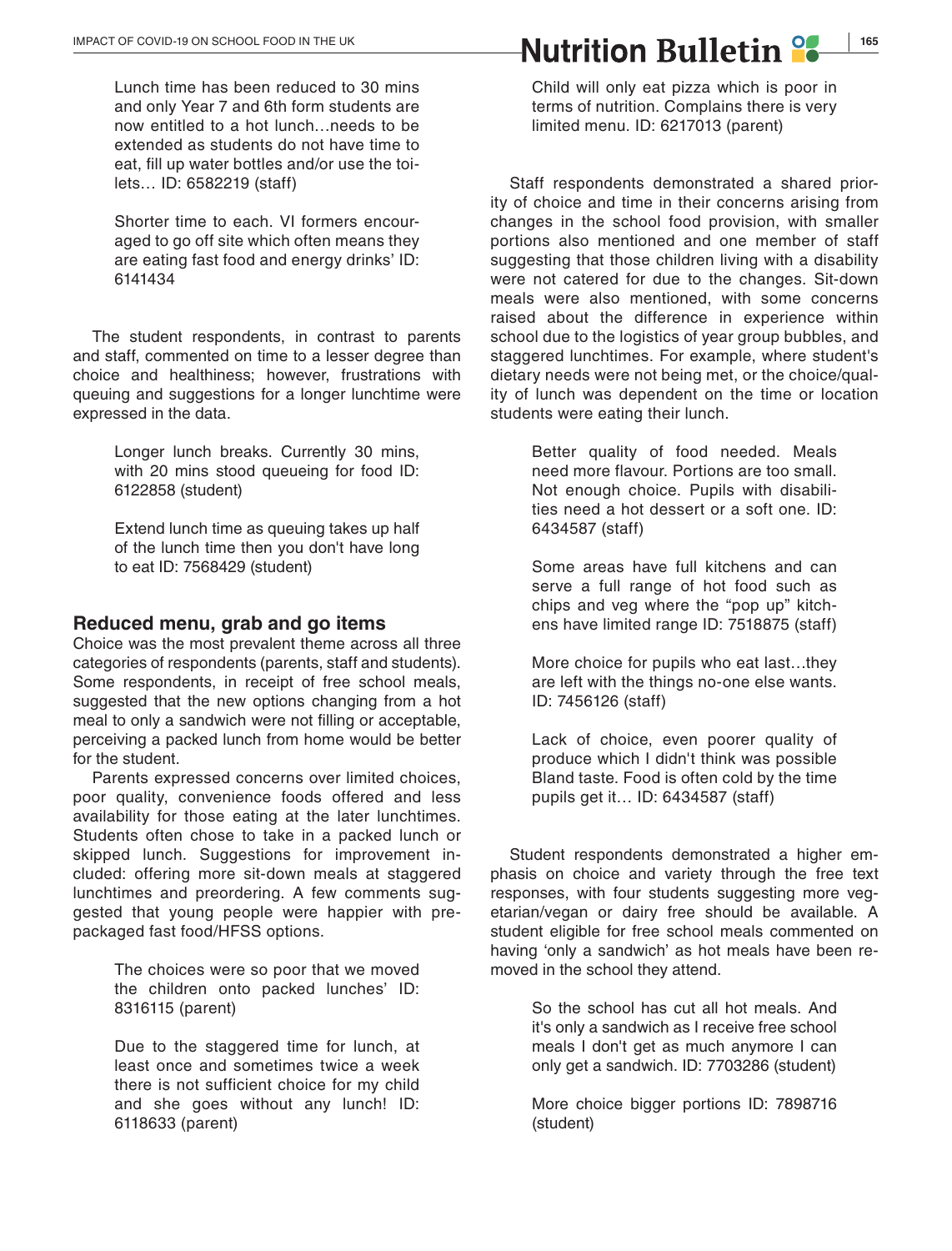> Lunch time has been reduced to 30 mins and only Year 7 and 6th form students are now entitled to a hot lunch…needs to be extended as students do not have time to eat, fill up water bottles and/or use the toilets… ID: 6582219 (staff)

> Shorter time to each. VI formers encouraged to go off site which often means they are eating fast food and energy drinks' ID: 6141434

The student respondents, in contrast to parents and staff, commented on time to a lesser degree than choice and healthiness; however, frustrations with queuing and suggestions for a longer lunchtime were expressed in the data.

> Longer lunch breaks. Currently 30 mins, with 20 mins stood queueing for food ID: 6122858 (student)

> Extend lunch time as queuing takes up half of the lunch time then you don't have long to eat ID: 7568429 (student)

## Reduced menu, grab and go items

Choice was the most prevalent theme across all three categories of respondents (parents, staff and students). Some respondents, in receipt of free school meals, suggested that the new options changing from a hot meal to only a sandwich were not filling or acceptable, perceiving a packed lunch from home would be better for the student.

Parents expressed concerns over limited choices, poor quality, convenience foods offered and less availability for those eating at the later lunchtimes. Students often chose to take in a packed lunch or skipped lunch. Suggestions for improvement included: offering more sit-down meals at staggered lunchtimes and preordering. A few comments suggested that young people were happier with prepackaged fast food/HFSS options.

> The choices were so poor that we moved the children onto packed lunches' ID: 8316115 (parent)

> Due to the staggered time for lunch, at least once and sometimes twice a week there is not sufficient choice for my child and she goes without any lunch! ID: 6118633 (parent)

> Child will only eat pizza which is poor in terms of nutrition. Complains there is very limited menu. ID: 6217013 (parent)

Staff respondents demonstrated a shared priority of choice and time in their concerns arising from changes in the school food provision, with smaller portions also mentioned and one member of staff suggesting that those children living with a disability were not catered for due to the changes. Sit-down meals were also mentioned, with some concerns raised about the difference in experience within school due to the logistics of year group bubbles, and staggered lunchtimes. For example, where student's dietary needs were not being met, or the choice/quality of lunch was dependent on the time or location students were eating their lunch.

> Better quality of food needed. Meals need more flavour. Portions are too small. Not enough choice. Pupils with disabilities need a hot dessert or a soft one. ID: 6434587 (staff)

> Some areas have full kitchens and can serve a full range of hot food such as chips and veg where the "pop up" kitchens have limited range ID: 7518875 (staff)

> More choice for pupils who eat last…they are left with the things no-one else wants. ID: 7456126 (staff)

> Lack of choice, even poorer quality of produce which I didn't think was possible Bland taste. Food is often cold by the time pupils get it… ID: 6434587 (staff)

Student respondents demonstrated a higher emphasis on choice and variety through the free text responses, with four students suggesting more vegetarian/vegan or dairy free should be available. A student eligible for free school meals commented on having 'only a sandwich' as hot meals have been removed in the school they attend.

> So the school has cut all hot meals. And it's only a sandwich as I receive free school meals I don't get as much anymore I can only get a sandwich. ID: 7703286 (student)

> More choice bigger portions ID: 7898716 (student)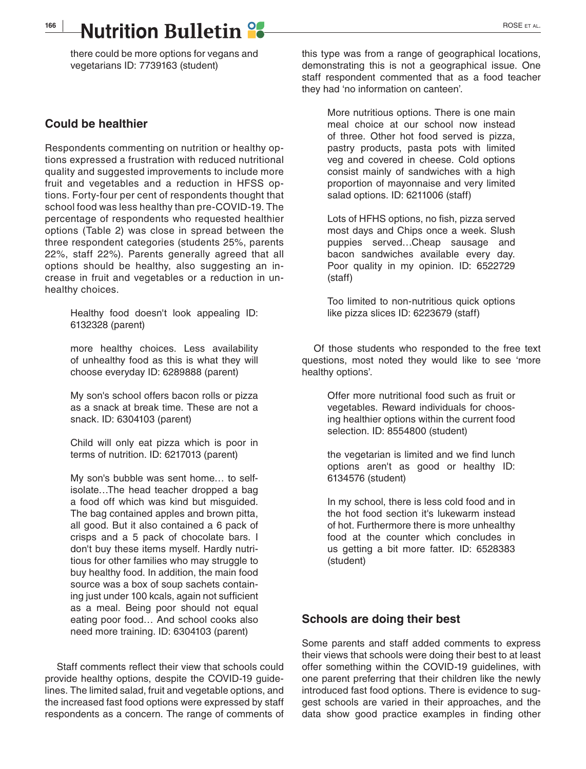there could be more options for vegans and vegetarians ID: 7739163 (student)

## Could be healthier

Respondents commenting on nutrition or healthy options expressed a frustration with reduced nutritional quality and suggested improvements to include more fruit and vegetables and a reduction in HFSS options. Forty-four per cent of respondents thought that school food was less healthy than pre-COVID-19. The percentage of respondents who requested healthier options (Table 2) was close in spread between the three respondent categories (students 25%, parents 22%, staff 22%). Parents generally agreed that all options should be healthy, also suggesting an increase in fruit and vegetables or a reduction in unhealthy choices.

> Healthy food doesn't look appealing ID: 6132328 (parent)

> more healthy choices. Less availability of unhealthy food as this is what they will choose everyday ID: 6289888 (parent)

> My son's school offers bacon rolls or pizza as a snack at break time. These are not a snack. ID: 6304103 (parent)

> Child will only eat pizza which is poor in terms of nutrition. ID: 6217013 (parent)

> My son's bubble was sent home… to self-isolate…The head teacher dropped a bag a food off which was kind but misguided. The bag contained apples and brown pitta, all good. But it also contained a 6 pack of crisps and a 5 pack of chocolate bars. I don't buy these items myself. Hardly nutritious for other families who may struggle to buy healthy food. In addition, the main food source was a box of soup sachets containing just under 100 kcals, again not sufficient as a meal. Being poor should not equal eating poor food… And school cooks also need more training. ID: 6304103 (parent)

Staff comments reflect their view that schools could provide healthy options, despite the COVID-19 guidelines. The limited salad, fruit and vegetable options, and the increased fast food options were expressed by staff respondents as a concern. The range of comments of this type was from a range of geographical locations, demonstrating this is not a geographical issue. One staff respondent commented that as a food teacher they had 'no information on canteen'.

> More nutritious options. There is one main meal choice at our school now instead of three. Other hot food served is pizza, pastry products, pasta pots with limited veg and covered in cheese. Cold options consist mainly of sandwiches with a high proportion of mayonnaise and very limited salad options. ID: 6211006 (staff)

> Lots of HFHS options, no fish, pizza served most days and Chips once a week. Slush puppies served…Cheap sausage and bacon sandwiches available every day. Poor quality in my opinion. ID: 6522729 (staff)

> Too limited to non-nutritious quick options like pizza slices ID: 6223679 (staff)

Of those students who responded to the free text questions, most noted they would like to see 'more healthy options'.

> Offer more nutritional food such as fruit or vegetables. Reward individuals for choosing healthier options within the current food selection. ID: 8554800 (student)

> the vegetarian is limited and we find lunch options aren't as good or healthy ID: 6134576 (student)

> In my school, there is less cold food and in the hot food section it's lukewarm instead of hot. Furthermore there is more unhealthy food at the counter which concludes in us getting a bit more fatter. ID: 6528383 (student)

## Schools are doing their best

Some parents and staff added comments to express their views that schools were doing their best to at least offer something within the COVID-19 guidelines, with one parent preferring that their children like the newly introduced fast food options. There is evidence to suggest schools are varied in their approaches, and the data show good practice examples in finding other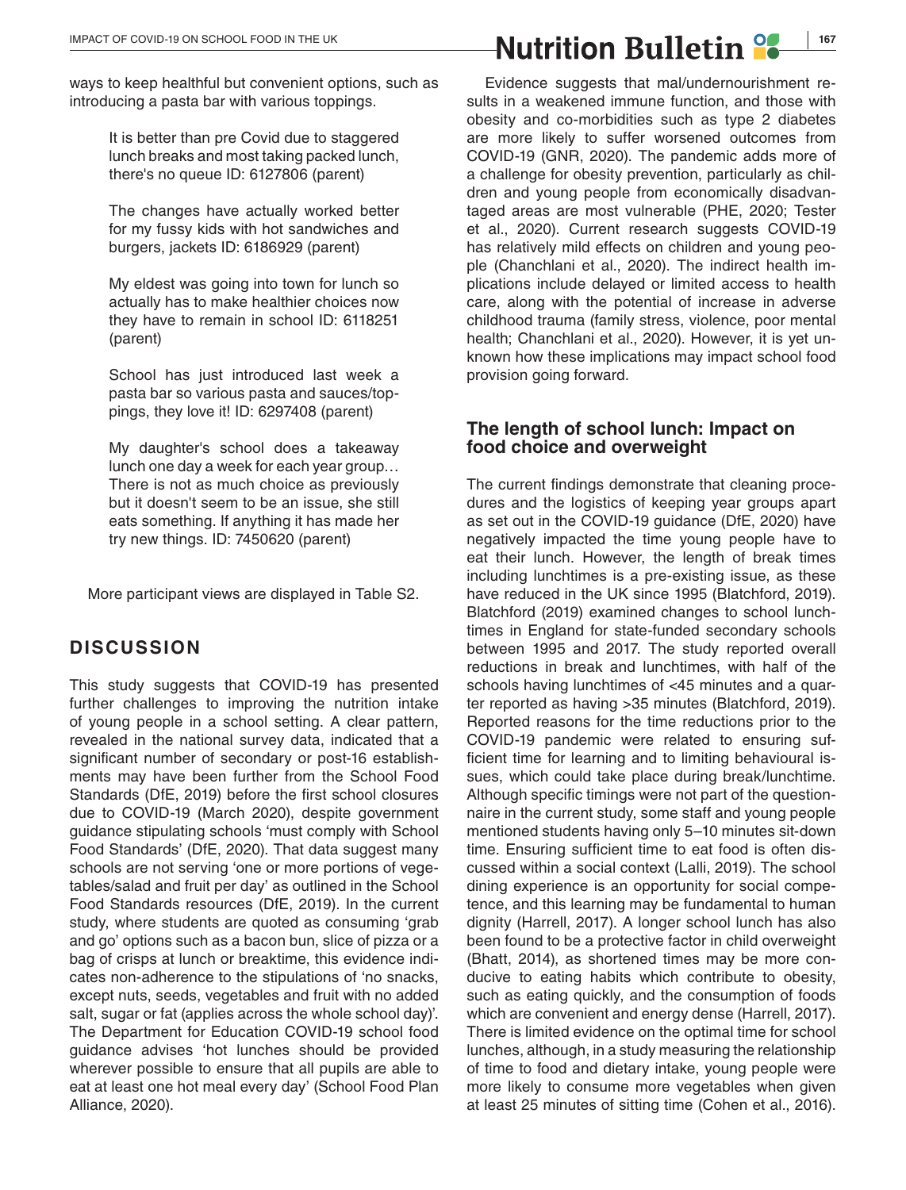ways to keep healthful but convenient options, such as introducing a pasta bar with various toppings.

> It is better than pre Covid due to staggered lunch breaks and most taking packed lunch, there's no queue ID: 6127806 (parent)

> The changes have actually worked better for my fussy kids with hot sandwiches and burgers, jackets ID: 6186929 (parent)

> My eldest was going into town for lunch so actually has to make healthier choices now they have to remain in school ID: 6118251 (parent)

> School has just introduced last week a pasta bar so various pasta and sauces/toppings, they love it! ID: 6297408 (parent)

> My daughter's school does a takeaway lunch one day a week for each year group… There is not as much choice as previously but it doesn't seem to be an issue, she still eats something. If anything it has made her try new things. ID: 7450620 (parent)

More participant views are displayed in Table S2.

## DISCUSSION

This study suggests that COVID-19 has presented further challenges to improving the nutrition intake of young people in a school setting. A clear pattern, revealed in the national survey data, indicated that a significant number of secondary or post-16 establishments may have been further from the School Food Standards (DfE, 2019) before the first school closures due to COVID-19 (March 2020), despite government guidance stipulating schools 'must comply with School Food Standards' (DfE, 2020). That data suggest many schools are not serving 'one or more portions of vegetables/salad and fruit per day' as outlined in the School Food Standards resources (DfE, 2019). In the current study, where students are quoted as consuming 'grab and go' options such as a bacon bun, slice of pizza or a bag of crisps at lunch or breaktime, this evidence indicates non-adherence to the stipulations of 'no snacks, except nuts, seeds, vegetables and fruit with no added salt, sugar or fat (applies across the whole school day)'. The Department for Education COVID-19 school food guidance advises 'hot lunches should be provided wherever possible to ensure that all pupils are able to eat at least one hot meal every day' (School Food Plan Alliance, 2020).

Evidence suggests that mal/undernourishment results in a weakened immune function, and those with obesity and co-morbidities such as type 2 diabetes are more likely to suffer worsened outcomes from COVID-19 (GNR, 2020). The pandemic adds more of a challenge for obesity prevention, particularly as children and young people from economically disadvantaged areas are most vulnerable (PHE, 2020; Tester et al., 2020). Current research suggests COVID-19 has relatively mild effects on children and young people (Chanchlani et al., 2020). The indirect health implications include delayed or limited access to health care, along with the potential of increase in adverse childhood trauma (family stress, violence, poor mental health; Chanchlani et al., 2020). However, it is yet unknown how these implications may impact school food provision going forward.

### The length of school lunch: Impact on food choice and overweight

The current findings demonstrate that cleaning procedures and the logistics of keeping year groups apart as set out in the COVID-19 guidance (DfE, 2020) have negatively impacted the time young people have to eat their lunch. However, the length of break times including lunchtimes is a pre-existing issue, as these have reduced in the UK since 1995 (Blatchford, 2019). Blatchford (2019) examined changes to school lunchtimes in England for state-funded secondary schools between 1995 and 2017. The study reported overall reductions in break and lunchtimes, with half of the schools having lunchtimes of <45 minutes and a quarter reported as having >35 minutes (Blatchford, 2019). Reported reasons for the time reductions prior to the COVID-19 pandemic were related to ensuring sufficient time for learning and to limiting behavioural issues, which could take place during break/lunchtime. Although specific timings were not part of the questionnaire in the current study, some staff and young people mentioned students having only 5–10 minutes sit-down time. Ensuring sufficient time to eat food is often discussed within a social context (Lalli, 2019). The school dining experience is an opportunity for social competence, and this learning may be fundamental to human dignity (Harrell, 2017). A longer school lunch has also been found to be a protective factor in child overweight (Bhatt, 2014), as shortened times may be more conducive to eating habits which contribute to obesity, such as eating quickly, and the consumption of foods which are convenient and energy dense (Harrell, 2017). There is limited evidence on the optimal time for school lunches, although, in a study measuring the relationship of time to food and dietary intake, young people were more likely to consume more vegetables when given at least 25 minutes of sitting time (Cohen et al., 2016).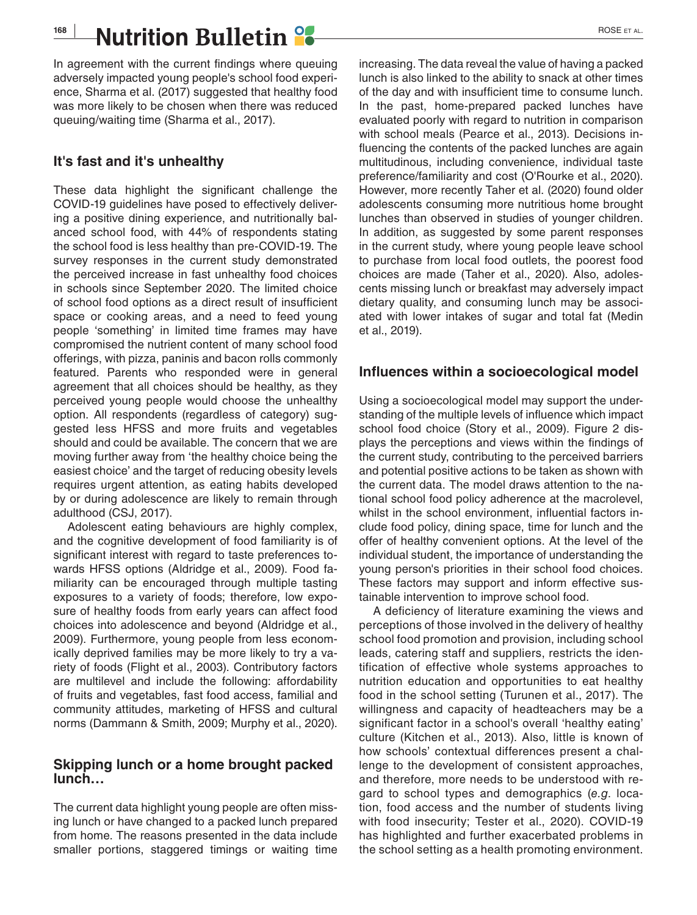In agreement with the current findings where queuing adversely impacted young people's school food experience, Sharma et al. (2017) suggested that healthy food was more likely to be chosen when there was reduced queuing/waiting time (Sharma et al., 2017).

## It's fast and it's unhealthy

These data highlight the significant challenge the COVID-19 guidelines have posed to effectively delivering a positive dining experience, and nutritionally balanced school food, with 44% of respondents stating the school food is less healthy than pre-COVID-19. The survey responses in the current study demonstrated the perceived increase in fast unhealthy food choices in schools since September 2020. The limited choice of school food options as a direct result of insufficient space or cooking areas, and a need to feed young people 'something' in limited time frames may have compromised the nutrient content of many school food offerings, with pizza, paninis and bacon rolls commonly featured. Parents who responded were in general agreement that all choices should be healthy, as they perceived young people would choose the unhealthy option. All respondents (regardless of category) suggested less HFSS and more fruits and vegetables should and could be available. The concern that we are moving further away from 'the healthy choice being the easiest choice' and the target of reducing obesity levels requires urgent attention, as eating habits developed by or during adolescence are likely to remain through adulthood (CSJ, 2017).

Adolescent eating behaviours are highly complex, and the cognitive development of food familiarity is of significant interest with regard to taste preferences towards HFSS options (Aldridge et al., 2009). Food familiarity can be encouraged through multiple tasting exposures to a variety of foods; therefore, low exposure of healthy foods from early years can affect food choices into adolescence and beyond (Aldridge et al., 2009). Furthermore, young people from less economically deprived families may be more likely to try a variety of foods (Flight et al., 2003). Contributory factors are multilevel and include the following: affordability of fruits and vegetables, fast food access, familial and community attitudes, marketing of HFSS and cultural norms (Dammann & Smith, 2009; Murphy et al., 2020).

## Skipping lunch or a home brought packed lunch…

The current data highlight young people are often missing lunch or have changed to a packed lunch prepared from home. The reasons presented in the data include smaller portions, staggered timings or waiting time increasing. The data reveal the value of having a packed lunch is also linked to the ability to snack at other times of the day and with insufficient time to consume lunch. In the past, home-prepared packed lunches have evaluated poorly with regard to nutrition in comparison with school meals (Pearce et al., 2013). Decisions influencing the contents of the packed lunches are again multitudinous, including convenience, individual taste preference/familiarity and cost (O'Rourke et al., 2020). However, more recently Taher et al. (2020) found older adolescents consuming more nutritious home brought lunches than observed in studies of younger children. In addition, as suggested by some parent responses in the current study, where young people leave school to purchase from local food outlets, the poorest food choices are made (Taher et al., 2020). Also, adolescents missing lunch or breakfast may adversely impact dietary quality, and consuming lunch may be associated with lower intakes of sugar and total fat (Medin et al., 2019).

## Influences within a socioecological model

Using a socioecological model may support the understanding of the multiple levels of influence which impact school food choice (Story et al., 2009). Figure 2 displays the perceptions and views within the findings of the current study, contributing to the perceived barriers and potential positive actions to be taken as shown with the current data. The model draws attention to the national school food policy adherence at the macrolevel, whilst in the school environment, influential factors include food policy, dining space, time for lunch and the offer of healthy convenient options. At the level of the individual student, the importance of understanding the young person's priorities in their school food choices. These factors may support and inform effective sustainable intervention to improve school food.

A deficiency of literature examining the views and perceptions of those involved in the delivery of healthy school food promotion and provision, including school leads, catering staff and suppliers, restricts the identification of effective whole systems approaches to nutrition education and opportunities to eat healthy food in the school setting (Turunen et al., 2017). The willingness and capacity of headteachers may be a significant factor in a school's overall 'healthy eating' culture (Kitchen et al., 2013). Also, little is known of how schools' contextual differences present a challenge to the development of consistent approaches, and therefore, more needs to be understood with regard to school types and demographics (*e.g.* location, food access and the number of students living with food insecurity; Tester et al., 2020). COVID-19 has highlighted and further exacerbated problems in the school setting as a health promoting environment.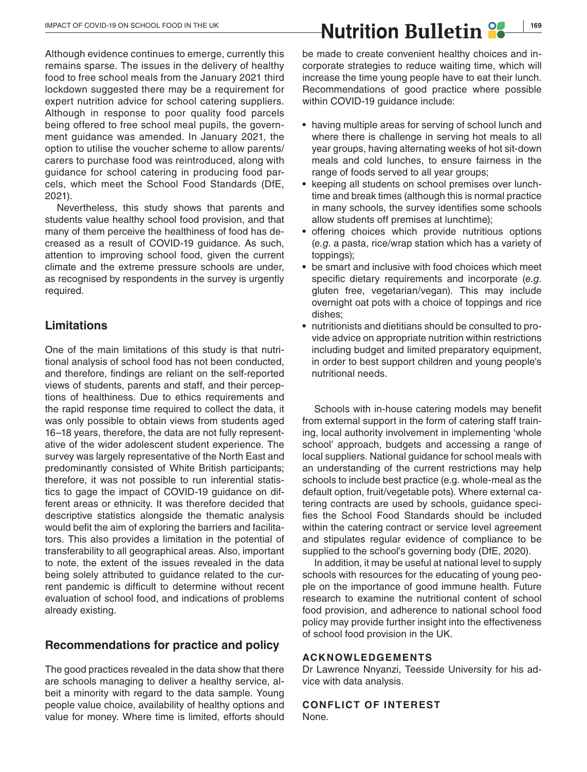Although evidence continues to emerge, currently this remains sparse. The issues in the delivery of healthy food to free school meals from the January 2021 third lockdown suggested there may be a requirement for expert nutrition advice for school catering suppliers. Although in response to poor quality food parcels being offered to free school meal pupils, the government guidance was amended. In January 2021, the option to utilise the voucher scheme to allow parents/carers to purchase food was reintroduced, along with guidance for school catering in producing food parcels, which meet the School Food Standards (DfE, 2021).

Nevertheless, this study shows that parents and students value healthy school food provision, and that many of them perceive the healthiness of food has decreased as a result of COVID-19 guidance. As such, attention to improving school food, given the current climate and the extreme pressure schools are under, as recognised by respondents in the survey is urgently required.

## Limitations

One of the main limitations of this study is that nutritional analysis of school food has not been conducted, and therefore, findings are reliant on the self-reported views of students, parents and staff, and their perceptions of healthiness. Due to ethics requirements and the rapid response time required to collect the data, it was only possible to obtain views from students aged 16–18 years, therefore, the data are not fully representative of the wider adolescent student experience. The survey was largely representative of the North East and predominantly consisted of White British participants; therefore, it was not possible to run inferential statistics to gage the impact of COVID-19 guidance on different areas or ethnicity. It was therefore decided that descriptive statistics alongside the thematic analysis would befit the aim of exploring the barriers and facilitators. This also provides a limitation in the potential of transferability to all geographical areas. Also, important to note, the extent of the issues revealed in the data being solely attributed to guidance related to the current pandemic is difficult to determine without recent evaluation of school food, and indications of problems already existing.

## Recommendations for practice and policy

The good practices revealed in the data show that there are schools managing to deliver a healthy service, albeit a minority with regard to the data sample. Young people value choice, availability of healthy options and value for money. Where time is limited, efforts should be made to create convenient healthy choices and incorporate strategies to reduce waiting time, which will increase the time young people have to eat their lunch. Recommendations of good practice where possible within COVID-19 guidance include:

- having multiple areas for serving of school lunch and where there is challenge in serving hot meals to all year groups, having alternating weeks of hot sit-down meals and cold lunches, to ensure fairness in the range of foods served to all year groups;
- keeping all students on school premises over lunchtime and break times (although this is normal practice in many schools, the survey identifies some schools allow students off premises at lunchtime);
- offering choices which provide nutritious options (*e.g.* a pasta, rice/wrap station which has a variety of toppings);
- be smart and inclusive with food choices which meet specific dietary requirements and incorporate (*e.g.* gluten free, vegetarian/vegan). This may include overnight oat pots with a choice of toppings and rice dishes;
- nutritionists and dietitians should be consulted to provide advice on appropriate nutrition within restrictions including budget and limited preparatory equipment, in order to best support children and young people's nutritional needs.

Schools with in-house catering models may benefit from external support in the form of catering staff training, local authority involvement in implementing 'whole school' approach, budgets and accessing a range of local suppliers. National guidance for school meals with an understanding of the current restrictions may help schools to include best practice (e.g. whole-meal as the default option, fruit/vegetable pots). Where external catering contracts are used by schools, guidance specifies the School Food Standards should be included within the catering contract or service level agreement and stipulates regular evidence of compliance to be supplied to the school's governing body (DfE, 2020).

In addition, it may be useful at national level to supply schools with resources for the educating of young people on the importance of good immune health. Future research to examine the nutritional content of school food provision, and adherence to national school food policy may provide further insight into the effectiveness of school food provision in the UK.

## ACKNOWLEDGEMENTS

Dr Lawrence Nnyanzi, Teesside University for his advice with data analysis.

## CONFLICT OF INTEREST

None.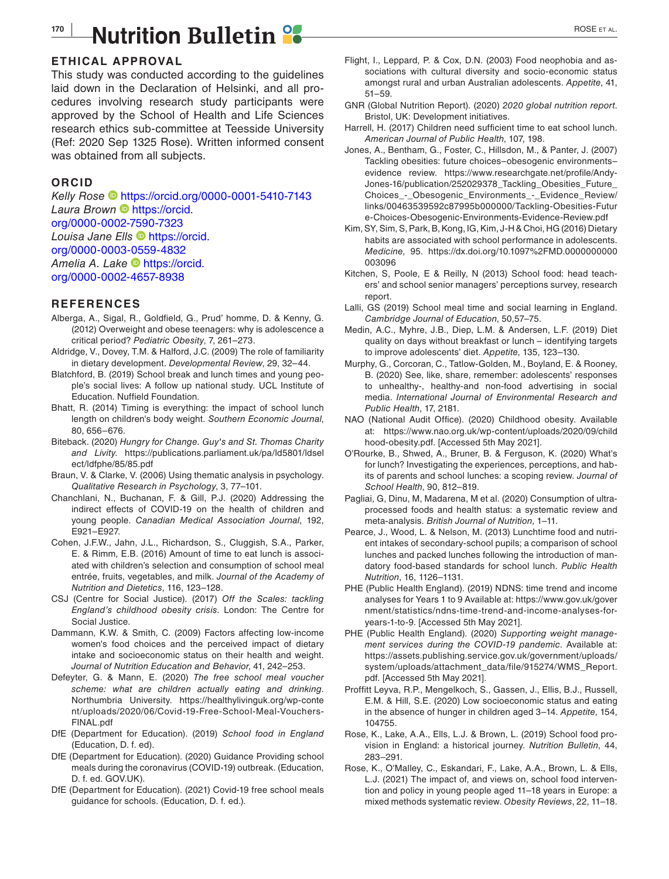## ETHICAL APPROVAL

This study was conducted according to the guidelines laid down in the Declaration of Helsinki, and all procedures involving research study participants were approved by the School of Health and Life Sciences research ethics sub-committee at Teesside University (Ref: 2020 Sep 1325 Rose). Written informed consent was obtained from all subjects.

## ORCID

*Kelly Rose* https://orcid.org/0000-0001-5410-7143
*Laura Brown* https://orcid.org/0000-0002-7590-7323
*Louisa Jane Ells* https://orcid.org/0000-0003-0559-4832
*Amelia A. Lake* https://orcid.org/0000-0002-4657-8938

## REFERENCES

Alberga, A., Sigal, R., Goldfield, G., Prud' homme, D. & Kenny, G. (2012) Overweight and obese teenagers: why is adolescence a critical period? *Pediatric Obesity*, 7, 261–273.

Aldridge, V., Dovey, T.M. & Halford, J.C. (2009) The role of familiarity in dietary development. *Developmental Review*, 29, 32–44.

Blatchford, B. (2019) School break and lunch times and young people's social lives: A follow up national study. UCL Institute of Education. Nuffield Foundation.

Bhatt, R. (2014) Timing is everything: the impact of school lunch length on children's body weight. *Southern Economic Journal*, 80, 656–676.

Biteback. (2020) *Hungry for Change. Guy's and St. Thomas Charity and Livity.* https://publications.parliament.uk/pa/ld5801/ldselect/ldfphe/85/85.pdf

Braun, V. & Clarke, V. (2006) Using thematic analysis in psychology. *Qualitative Research in Psychology*, 3, 77–101.

Chanchlani, N., Buchanan, F. & Gill, P.J. (2020) Addressing the indirect effects of COVID-19 on the health of children and young people. *Canadian Medical Association Journal*, 192, E921–E927.

Cohen, J.F.W., Jahn, J.L., Richardson, S., Cluggish, S.A., Parker, E. & Rimm, E.B. (2016) Amount of time to eat lunch is associated with children's selection and consumption of school meal entrée, fruits, vegetables, and milk. *Journal of the Academy of Nutrition and Dietetics*, 116, 123–128.

CSJ (Centre for Social Justice). (2017) *Off the Scales: tackling England's childhood obesity crisis*. London: The Centre for Social Justice.

Dammann, K.W. & Smith, C. (2009) Factors affecting low-income women's food choices and the perceived impact of dietary intake and socioeconomic status on their health and weight. *Journal of Nutrition Education and Behavior*, 41, 242–253.

Defeyter, G. & Mann, E. (2020) *The free school meal voucher scheme: what are children actually eating and drinking.* Northumbria University. https://healthylivinguk.org/wp-content/uploads/2020/06/Covid-19-Free-School-Meal-Vouchers-FINAL.pdf

DfE (Department for Education). (2019) *School food in England* (Education, D. f. ed).

DfE (Department for Education). (2020) Guidance Providing school meals during the coronavirus (COVID-19) outbreak. (Education, D. f. ed. GOV.UK).

DfE (Department for Education). (2021) Covid-19 free school meals guidance for schools. (Education, D. f. ed.).

Flight, I., Leppard, P. & Cox, D.N. (2003) Food neophobia and associations with cultural diversity and socio-economic status amongst rural and urban Australian adolescents. *Appetite*, 41, 51–59.

GNR (Global Nutrition Report). (2020) *2020 global nutrition report*. Bristol, UK: Development initiatives.

Harrell, H. (2017) Children need sufficient time to eat school lunch. *American Journal of Public Health*, 107, 198.

Jones, A., Bentham, G., Foster, C., Hillsdon, M., & Panter, J. (2007) Tackling obesities: future choices–obesogenic environments–evidence review. https://www.researchgate.net/profile/Andy-Jones-16/publication/252029378_Tackling_Obesities_Future_Choices_-_Obesogenic_Environments_-_Evidence_Review/links/00463539592c87995b000000/Tackling-Obesities-Future-Choices-Obesogenic-Environments-Evidence-Review.pdf

Kim, SY, Sim, S, Park, B, Kong, IG, Kim, J-H & Choi, HG (2016) Dietary habits are associated with school performance in adolescents. *Medicine*, 95. https://dx.doi.org/10.1097%2FMD.0000000000003096

Kitchen, S, Poole, E & Reilly, N (2013) School food: head teachers' and school senior managers' perceptions survey, research report.

Lalli, GS (2019) School meal time and social learning in England. *Cambridge Journal of Education*, 50,57–75.

Medin, A.C., Myhre, J.B., Diep, L.M. & Andersen, L.F. (2019) Diet quality on days without breakfast or lunch – identifying targets to improve adolescents' diet. *Appetite*, 135, 123–130.

Murphy, G., Corcoran, C., Tatlow-Golden, M., Boyland, E. & Rooney, B. (2020) See, like, share, remember: adolescents' responses to unhealthy-, healthy-and non-food advertising in social media. *International Journal of Environmental Research and Public Health*, 17, 2181.

NAO (National Audit Office). (2020) Childhood obesity. Available at: https://www.nao.org.uk/wp-content/uploads/2020/09/childhood-obesity.pdf. [Accessed 5th May 2021].

O'Rourke, B., Shwed, A., Bruner, B. & Ferguson, K. (2020) What's for lunch? Investigating the experiences, perceptions, and habits of parents and school lunches: a scoping review. *Journal of School Health*, 90, 812–819.

Pagliai, G, Dinu, M, Madarena, M et al. (2020) Consumption of ultra-processed foods and health status: a systematic review and meta-analysis. *British Journal of Nutrition*, 1–11.

Pearce, J., Wood, L. & Nelson, M. (2013) Lunchtime food and nutrient intakes of secondary-school pupils; a comparison of school lunches and packed lunches following the introduction of mandatory food-based standards for school lunch. *Public Health Nutrition*, 16, 1126–1131.

PHE (Public Health England). (2019) NDNS: time trend and income analyses for Years 1 to 9 Available at: https://www.gov.uk/government/statistics/ndns-time-trend-and-income-analyses-for-years-1-to-9. [Accessed 5th May 2021].

PHE (Public Health England). (2020) *Supporting weight management services during the COVID-19 pandemic*. Available at: https://assets.publishing.service.gov.uk/government/uploads/system/uploads/attachment_data/file/915274/WMS_Report.pdf. [Accessed 5th May 2021].

Proffitt Leyva, R.P., Mengelkoch, S., Gassen, J., Ellis, B.J., Russell, E.M. & Hill, S.E. (2020) Low socioeconomic status and eating in the absence of hunger in children aged 3–14. *Appetite*, 154, 104755.

Rose, K., Lake, A.A., Ells, L.J. & Brown, L. (2019) School food provision in England: a historical journey. *Nutrition Bulletin*, 44, 283–291.

Rose, K., O'Malley, C., Eskandari, F., Lake, A.A., Brown, L. & Ells, L.J. (2021) The impact of, and views on, school food intervention and policy in young people aged 11–18 years in Europe: a mixed methods systematic review. *Obesity Reviews*, 22, 11–18.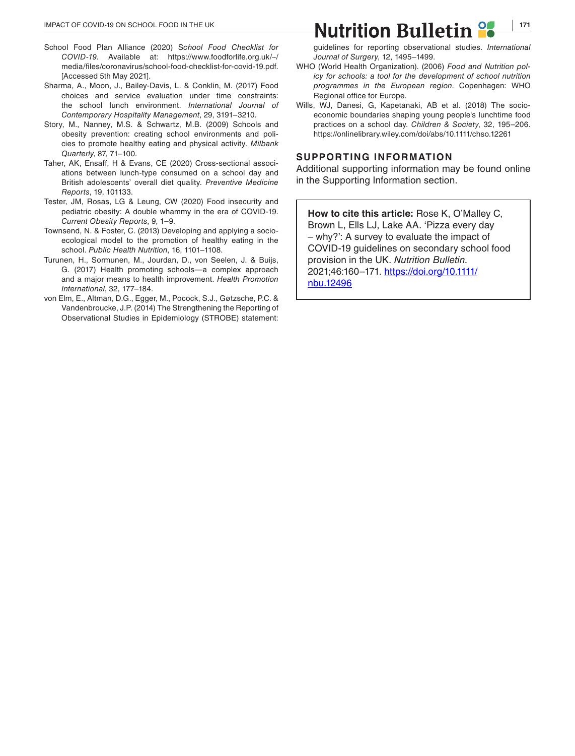School Food Plan Alliance (2020) S*chool Food Checklist for COVID-19*. Available at: https://www.foodforlife.org.uk/~/media/files/coronavirus/school-food-checklist-for-covid-19.pdf. [Accessed 5th May 2021].

Sharma, A., Moon, J., Bailey-Davis, L. & Conklin, M. (2017) Food choices and service evaluation under time constraints: the school lunch environment. *International Journal of Contemporary Hospitality Management*, 29, 3191–3210.

Story, M., Nanney, M.S. & Schwartz, M.B. (2009) Schools and obesity prevention: creating school environments and policies to promote healthy eating and physical activity. *Milbank Quarterly*, 87, 71–100.

Taher, AK, Ensaff, H & Evans, CE (2020) Cross-sectional associations between lunch-type consumed on a school day and British adolescents' overall diet quality. *Preventive Medicine Reports*, 19, 101133.

Tester, JM, Rosas, LG & Leung, CW (2020) Food insecurity and pediatric obesity: A double whammy in the era of COVID-19. *Current Obesity Reports*, 9, 1–9.

Townsend, N. & Foster, C. (2013) Developing and applying a socio-ecological model to the promotion of healthy eating in the school. *Public Health Nutrition*, 16, 1101–1108.

Turunen, H., Sormunen, M., Jourdan, D., von Seelen, J. & Buijs, G. (2017) Health promoting schools—a complex approach and a major means to health improvement. *Health Promotion International*, 32, 177–184.

von Elm, E., Altman, D.G., Egger, M., Pocock, S.J., Gøtzsche, P.C. & Vandenbroucke, J.P. (2014) The Strengthening the Reporting of Observational Studies in Epidemiology (STROBE) statement: guidelines for reporting observational studies. *International Journal of Surgery*, 12, 1495–1499.

WHO (World Health Organization). (2006) *Food and Nutrition policy for schools: a tool for the development of school nutrition programmes in the European region*. Copenhagen: WHO Regional office for Europe.

Wills, WJ, Danesi, G, Kapetanaki, AB et al. (2018) The socio-economic boundaries shaping young people's lunchtime food practices on a school day. *Children & Society*, 32, 195–206. https://onlinelibrary.wiley.com/doi/abs/10.1111/chso.12261

## SUPPORTING INFORMATION

Additional supporting information may be found online in the Supporting Information section.

**How to cite this article:** Rose K, O'Malley C, Brown L, Ells LJ, Lake AA. 'Pizza every day – why?': A survey to evaluate the impact of COVID-19 guidelines on secondary school food provision in the UK. *Nutrition Bulletin*. 2021;46:160–171. https://doi.org/10.1111/nbu.12496